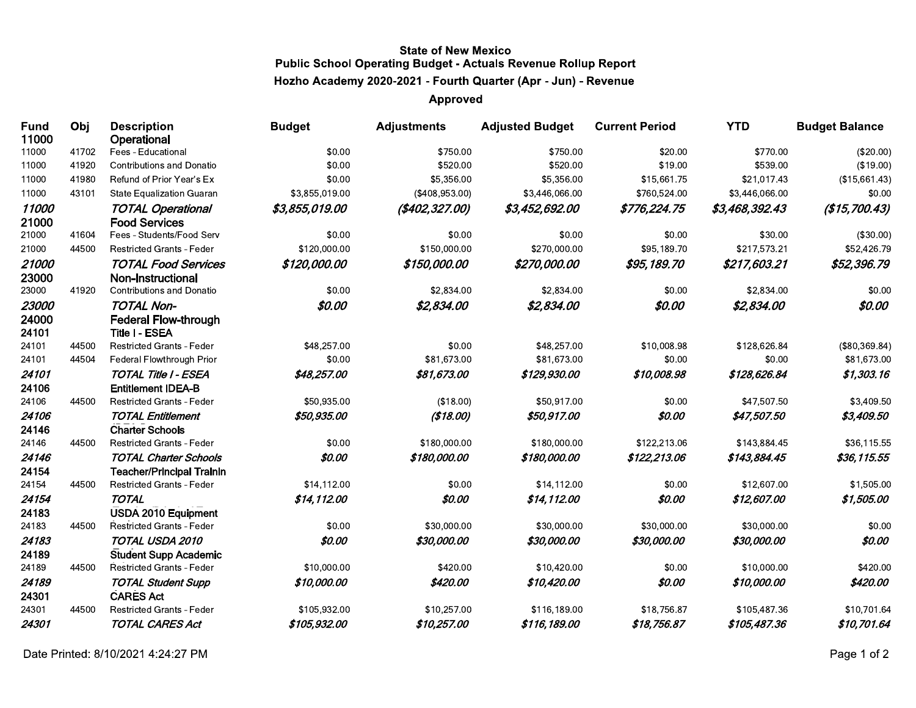**State of New Mexico**
**Public School Operating Budget - Actuals Revenue Rollup Report**
**Hozho Academy 2020-2021 - Fourth Quarter (Apr - Jun) - Revenue**
**Approved**

| Fund | Obj | Description | Budget | Adjustments | Adjusted Budget | Current Period | YTD | Budget Balance |
|---|---|---|---|---|---|---|---|---|
| **11000** | | **Operational** | | | | | | |
| 11000 | 41702 | Fees - Educational | $0.00 | $750.00 | $750.00 | $20.00 | $770.00 | ($20.00) |
| 11000 | 41920 | Contributions and Donatio | $0.00 | $520.00 | $520.00 | $19.00 | $539.00 | ($19.00) |
| 11000 | 41980 | Refund of Prior Year's Ex | $0.00 | $5,356.00 | $5,356.00 | $15,661.75 | $21,017.43 | ($15,661.43) |
| 11000 | 43101 | State Equalization Guaran | $3,855,019.00 | ($408,953.00) | $3,446,066.00 | $760,524.00 | $3,446,066.00 | $0.00 |
| *11000* | | *TOTAL Operational* | *$3,855,019.00* | *($402,327.00)* | *$3,452,692.00* | *$776,224.75* | *$3,468,392.43* | *($15,700.43)* |
| **21000** | | **Food Services** | | | | | | |
| 21000 | 41604 | Fees - Students/Food Serv | $0.00 | $0.00 | $0.00 | $0.00 | $30.00 | ($30.00) |
| 21000 | 44500 | Restricted Grants - Feder | $120,000.00 | $150,000.00 | $270,000.00 | $95,189.70 | $217,573.21 | $52,426.79 |
| *21000* | | *TOTAL Food Services* | *$120,000.00* | *$150,000.00* | *$270,000.00* | *$95,189.70* | *$217,603.21* | *$52,396.79* |
| **23000** | | **Non-Instructional** | | | | | | |
| 23000 | 41920 | Contributions and Donatio | $0.00 | $2,834.00 | $2,834.00 | $0.00 | $2,834.00 | $0.00 |
| *23000* | | *TOTAL Non-* | *$0.00* | *$2,834.00* | *$2,834.00* | *$0.00* | *$2,834.00* | *$0.00* |
| **24000** | | **Federal Flow-through** | | | | | | |
| **24101** | | **Title I - ESEA** | | | | | | |
| 24101 | 44500 | Restricted Grants - Feder | $48,257.00 | $0.00 | $48,257.00 | $10,008.98 | $128,626.84 | ($80,369.84) |
| 24101 | 44504 | Federal Flowthrough Prior | $0.00 | $81,673.00 | $81,673.00 | $0.00 | $0.00 | $81,673.00 |
| *24101* | | *TOTAL Title I - ESEA* | *$48,257.00* | *$81,673.00* | *$129,930.00* | *$10,008.98* | *$128,626.84* | *$1,303.16* |
| **24106** | | **Entitlement IDEA-B** | | | | | | |
| 24106 | 44500 | Restricted Grants - Feder | $50,935.00 | ($18.00) | $50,917.00 | $0.00 | $47,507.50 | $3,409.50 |
| *24106* | | *TOTAL Entitlement* | *$50,935.00* | *($18.00)* | *$50,917.00* | *$0.00* | *$47,507.50* | *$3,409.50* |
| **24146** | | **Charter Schools** | | | | | | |
| 24146 | 44500 | Restricted Grants - Feder | $0.00 | $180,000.00 | $180,000.00 | $122,213.06 | $143,884.45 | $36,115.55 |
| *24146* | | *TOTAL Charter Schools* | *$0.00* | *$180,000.00* | *$180,000.00* | *$122,213.06* | *$143,884.45* | *$36,115.55* |
| **24154** | | **Teacher/Principal Trainin** | | | | | | |
| 24154 | 44500 | Restricted Grants - Feder | $14,112.00 | $0.00 | $14,112.00 | $0.00 | $12,607.00 | $1,505.00 |
| *24154* | | *TOTAL* | *$14,112.00* | *$0.00* | *$14,112.00* | *$0.00* | *$12,607.00* | *$1,505.00* |
| **24183** | | **USDA 2010 Equipment** | | | | | | |
| 24183 | 44500 | Restricted Grants - Feder | $0.00 | $30,000.00 | $30,000.00 | $30,000.00 | $30,000.00 | $0.00 |
| *24183* | | *TOTAL USDA 2010* | *$0.00* | *$30,000.00* | *$30,000.00* | *$30,000.00* | *$30,000.00* | *$0.00* |
| **24189** | | **Student Supp Academic** | | | | | | |
| 24189 | 44500 | Restricted Grants - Feder | $10,000.00 | $420.00 | $10,420.00 | $0.00 | $10,000.00 | $420.00 |
| *24189* | | *TOTAL Student Supp* | *$10,000.00* | *$420.00* | *$10,420.00* | *$0.00* | *$10,000.00* | *$420.00* |
| **24301** | | **CARES Act** | | | | | | |
| 24301 | 44500 | Restricted Grants - Feder | $105,932.00 | $10,257.00 | $116,189.00 | $18,756.87 | $105,487.36 | $10,701.64 |
| *24301* | | *TOTAL CARES Act* | *$105,932.00* | *$10,257.00* | *$116,189.00* | *$18,756.87* | *$105,487.36* | *$10,701.64* |

Date Printed: 8/10/2021 4:24:27 PM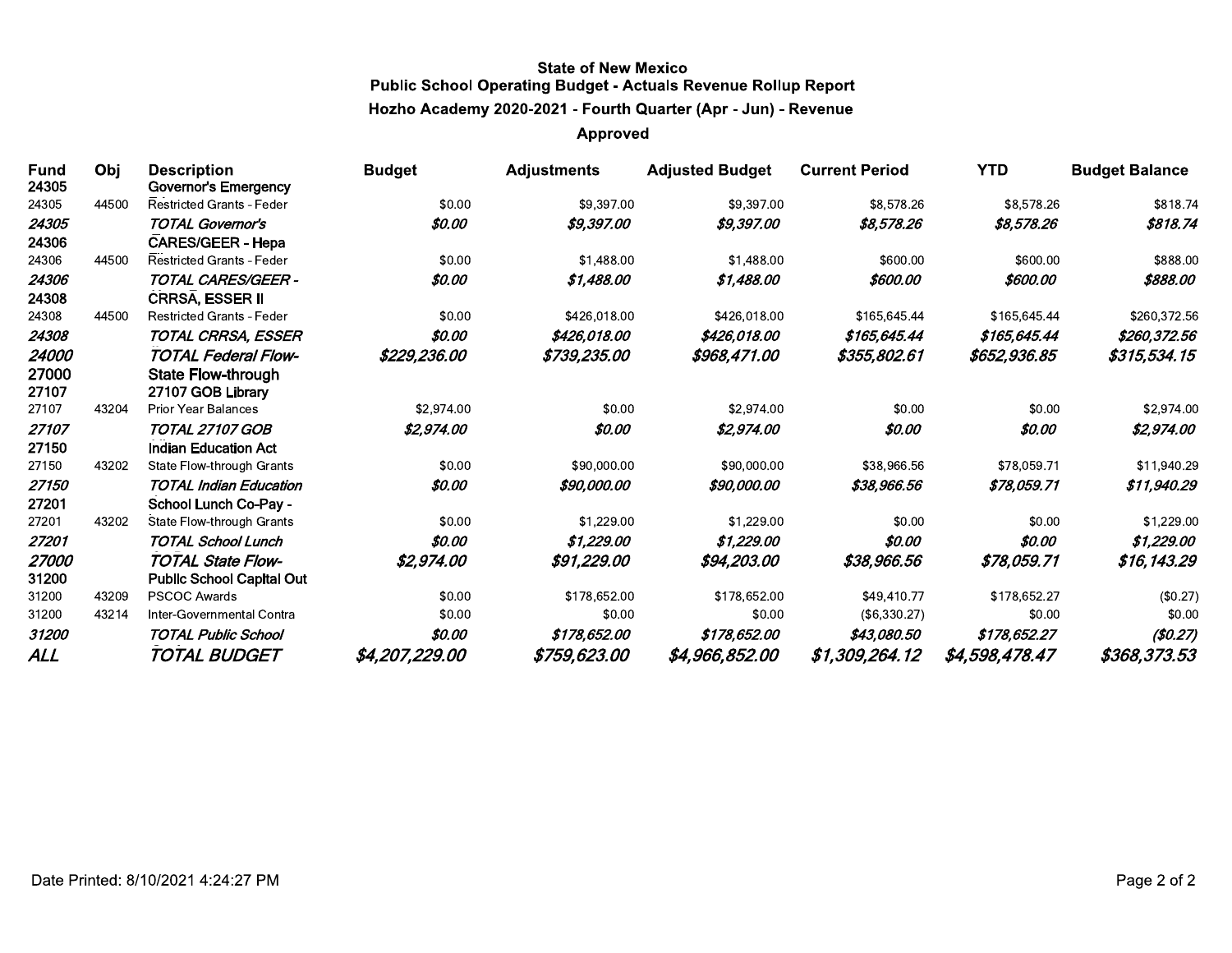## State of New Mexico
## Public School Operating Budget - Actuals Revenue Rollup Report
## Hozho Academy 2020-2021 - Fourth Quarter (Apr - Jun) - Revenue
## Approved

| Fund | Obj | Description | Budget | Adjustments | Adjusted Budget | Current Period | YTD | Budget Balance |
|---|---|---|---|---|---|---|---|---|
| **24305** | | **Governor's Emergency** | | | | | | |
| 24305 | 44500 | Restricted Grants - Feder | $0.00 | $9,397.00 | $9,397.00 | $8,578.26 | $8,578.26 | $818.74 |
| *24305* | | *TOTAL Governor's* | *$0.00* | *$9,397.00* | *$9,397.00* | *$8,578.26* | *$8,578.26* | *$818.74* |
| **24306** | | **CARES/GEER - Hepa** | | | | | | |
| 24306 | 44500 | Restricted Grants - Feder | $0.00 | $1,488.00 | $1,488.00 | $600.00 | $600.00 | $888.00 |
| *24306* | | *TOTAL CARES/GEER -* | *$0.00* | *$1,488.00* | *$1,488.00* | *$600.00* | *$600.00* | *$888.00* |
| **24308** | | **CRRSA, ESSER II** | | | | | | |
| 24308 | 44500 | Restricted Grants - Feder | $0.00 | $426,018.00 | $426,018.00 | $165,645.44 | $165,645.44 | $260,372.56 |
| *24308* | | *TOTAL CRRSA, ESSER* | *$0.00* | *$426,018.00* | *$426,018.00* | *$165,645.44* | *$165,645.44* | *$260,372.56* |
| *24000* | | *TOTAL Federal Flow-* | *$229,236.00* | *$739,235.00* | *$968,471.00* | *$355,802.61* | *$652,936.85* | *$315,534.15* |
| **27000** | | **State Flow-through** | | | | | | |
| **27107** | | **27107 GOB Library** | | | | | | |
| 27107 | 43204 | Prior Year Balances | $2,974.00 | $0.00 | $2,974.00 | $0.00 | $0.00 | $2,974.00 |
| *27107* | | *TOTAL 27107 GOB* | *$2,974.00* | *$0.00* | *$2,974.00* | *$0.00* | *$0.00* | *$2,974.00* |
| **27150** | | **Indian Education Act** | | | | | | |
| 27150 | 43202 | State Flow-through Grants | $0.00 | $90,000.00 | $90,000.00 | $38,966.56 | $78,059.71 | $11,940.29 |
| *27150* | | *TOTAL Indian Education* | *$0.00* | *$90,000.00* | *$90,000.00* | *$38,966.56* | *$78,059.71* | *$11,940.29* |
| **27201** | | **School Lunch Co-Pay -** | | | | | | |
| 27201 | 43202 | State Flow-through Grants | $0.00 | $1,229.00 | $1,229.00 | $0.00 | $0.00 | $1,229.00 |
| *27201* | | *TOTAL School Lunch* | *$0.00* | *$1,229.00* | *$1,229.00* | *$0.00* | *$0.00* | *$1,229.00* |
| *27000* | | *TOTAL State Flow-* | *$2,974.00* | *$91,229.00* | *$94,203.00* | *$38,966.56* | *$78,059.71* | *$16,143.29* |
| **31200** | | **Public School Capital Out** | | | | | | |
| 31200 | 43209 | PSCOC Awards | $0.00 | $178,652.00 | $178,652.00 | $49,410.77 | $178,652.27 | ($0.27) |
| 31200 | 43214 | Inter-Governmental Contra | $0.00 | $0.00 | $0.00 | ($6,330.27) | $0.00 | $0.00 |
| *31200* | | *TOTAL Public School* | *$0.00* | *$178,652.00* | *$178,652.00* | *$43,080.50* | *$178,652.27* | *($0.27)* |
| *ALL* | | *TOTAL BUDGET* | *$4,207,229.00* | *$759,623.00* | *$4,966,852.00* | *$1,309,264.12* | *$4,598,478.47* | *$368,373.53* |

Date Printed: 8/10/2021 4:24:27 PM